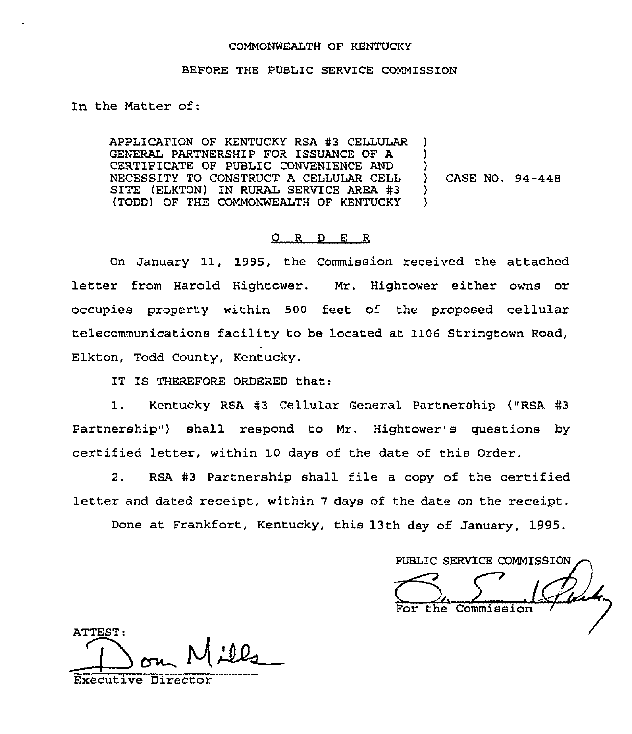COMMONWEALTH OF KENTUCKY

BEFORE THE PUBLIC SERVICE COMMISSION

In the Matter of:

| | | |
|---|---|---|
| APPLICATION OF KENTUCKY RSA #3 CELLULAR GENERAL PARTNERSHIP FOR ISSUANCE OF A CERTIFICATE OF PUBLIC CONVENIENCE AND NECESSITY TO CONSTRUCT A CELLULAR CELL SITE (ELKTON) IN RURAL SERVICE AREA #3 (TODD) OF THE COMMONWEALTH OF KENTUCKY | ) | CASE NO. 94-448 |

O R D E R

On January 11, 1995, the Commission received the attached letter from Harold Hightower. Mr. Hightower either owns or occupies property within 500 feet of the proposed cellular telecommunications facility to be located at 1106 Stringtown Road, Elkton, Todd County, Kentucky.

IT IS THEREFORE ORDERED that:

1. Kentucky RSA #3 Cellular General Partnership ("RSA #3 Partnership") shall respond to Mr. Hightower's questions by certified letter, within 10 days of the date of this Order.

2. RSA #3 Partnership shall file a copy of the certified letter and dated receipt, within 7 days of the date on the receipt.

Done at Frankfort, Kentucky, this 13th day of January, 1995.

PUBLIC SERVICE COMMISSION

For the Commission

ATTEST:

Executive Director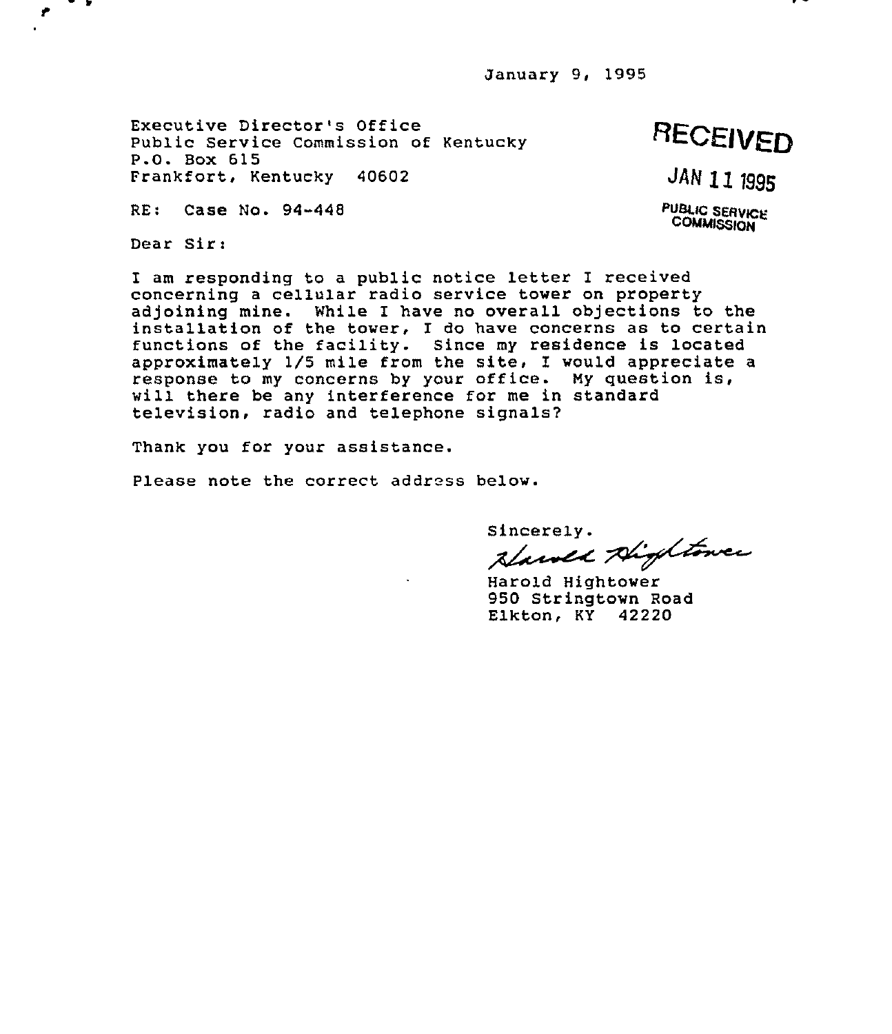January 9, 1995

Executive Director's Office
Public Service Commission of Kentucky
P.O. Box 615
Frankfort, Kentucky 40602

RECEIVED

JAN 11 1995

PUBLIC SERVICE COMMISSION

RE: Case No. 94-448

Dear Sir:

I am responding to a public notice letter I received concerning a cellular radio service tower on property adjoining mine. While I have no overall objections to the installation of the tower, I do have concerns as to certain functions of the facility. Since my residence is located approximately 1/5 mile from the site, I would appreciate a response to my concerns by your office. My question is, will there be any interference for me in standard television, radio and telephone signals?

Thank you for your assistance.

Please note the correct address below.

Sincerely.

Harold Hightower

Harold Hightower
950 Stringtown Road
Elkton, KY 42220